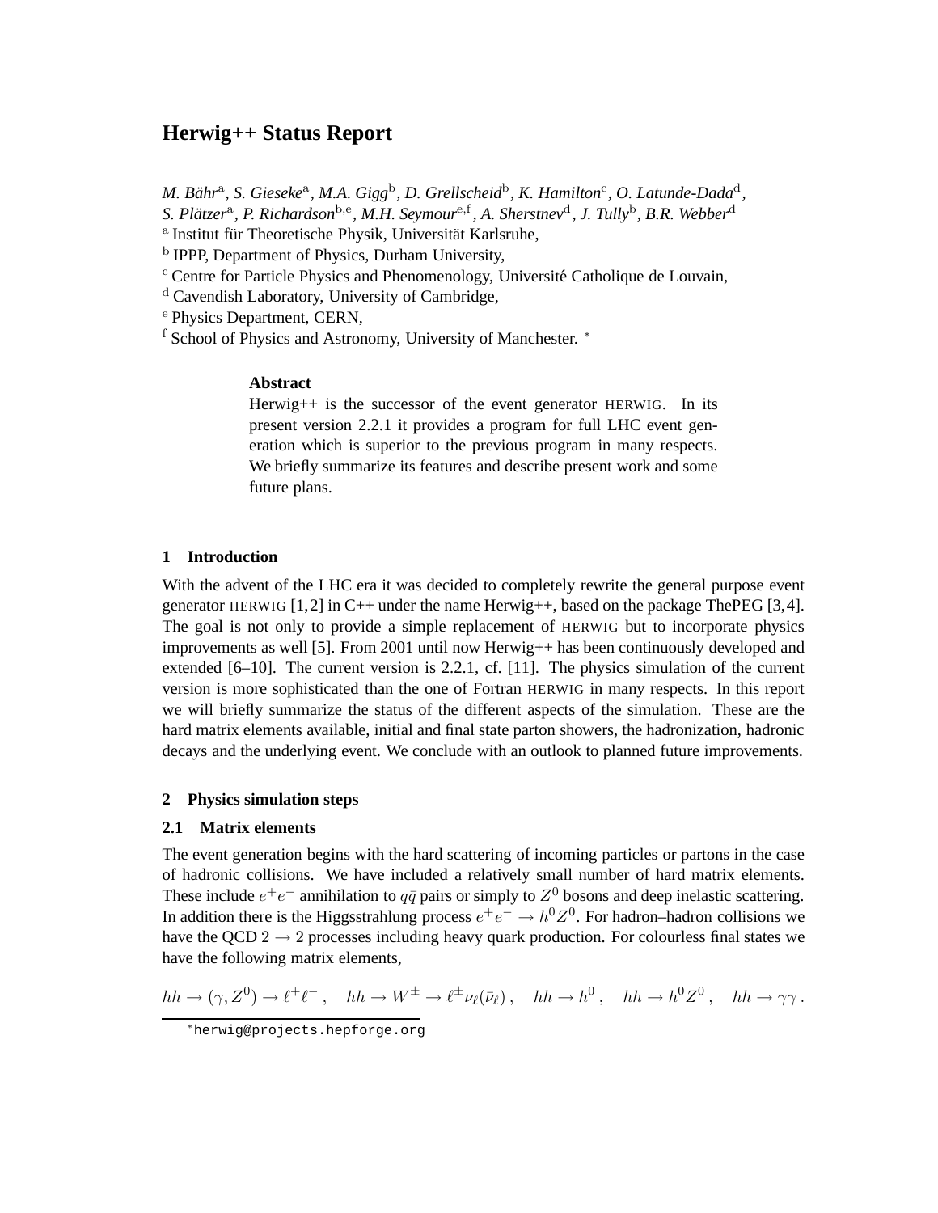# Herwig++ Status Report

*M. Bähr*[a], *S. Gieseke*[a], *M.A. Gigg*[b], *D. Grellscheid*[b], *K. Hamilton*[c], *O. Latunde-Dada*[d], *S. Plätzer*[a], *P. Richardson*[b,e], *M.H. Seymour*[e,f], *A. Sherstnev*[d], *J. Tully*[b], *B.R. Webber*[d]

[a] Institut für Theoretische Physik, Universität Karlsruhe,
[b] IPPP, Department of Physics, Durham University,
[c] Centre for Particle Physics and Phenomenology, Université Catholique de Louvain,
[d] Cavendish Laboratory, University of Cambridge,
[e] Physics Department, CERN,
[f] School of Physics and Astronomy, University of Manchester. *

**Abstract**

Herwig++ is the successor of the event generator HERWIG. In its present version 2.2.1 it provides a program for full LHC event generation which is superior to the previous program in many respects. We briefly summarize its features and describe present work and some future plans.

## 1 Introduction

With the advent of the LHC era it was decided to completely rewrite the general purpose event generator HERWIG [1,2] in C++ under the name Herwig++, based on the package ThePEG [3,4]. The goal is not only to provide a simple replacement of HERWIG but to incorporate physics improvements as well [5]. From 2001 until now Herwig++ has been continuously developed and extended [6–10]. The current version is 2.2.1, cf. [11]. The physics simulation of the current version is more sophisticated than the one of Fortran HERWIG in many respects. In this report we will briefly summarize the status of the different aspects of the simulation. These are the hard matrix elements available, initial and final state parton showers, the hadronization, hadronic decays and the underlying event. We conclude with an outlook to planned future improvements.

## 2 Physics simulation steps

### 2.1 Matrix elements

The event generation begins with the hard scattering of incoming particles or partons in the case of hadronic collisions. We have included a relatively small number of hard matrix elements. These include $e^+e^-$ annihilation to $q\bar{q}$ pairs or simply to $Z^0$ bosons and deep inelastic scattering. In addition there is the Higgsstrahlung process $e^+e^- \to h^0 Z^0$. For hadron–hadron collisions we have the QCD $2 \to 2$ processes including heavy quark production. For colourless final states we have the following matrix elements,

$$hh \to (\gamma, Z^0) \to \ell^+\ell^- \,, \quad hh \to W^\pm \to \ell^\pm \nu_\ell(\bar{\nu}_\ell) \,, \quad hh \to h^0 \,, \quad hh \to h^0 Z^0 \,, \quad hh \to \gamma\gamma \,.$$

*herwig@projects.hepforge.org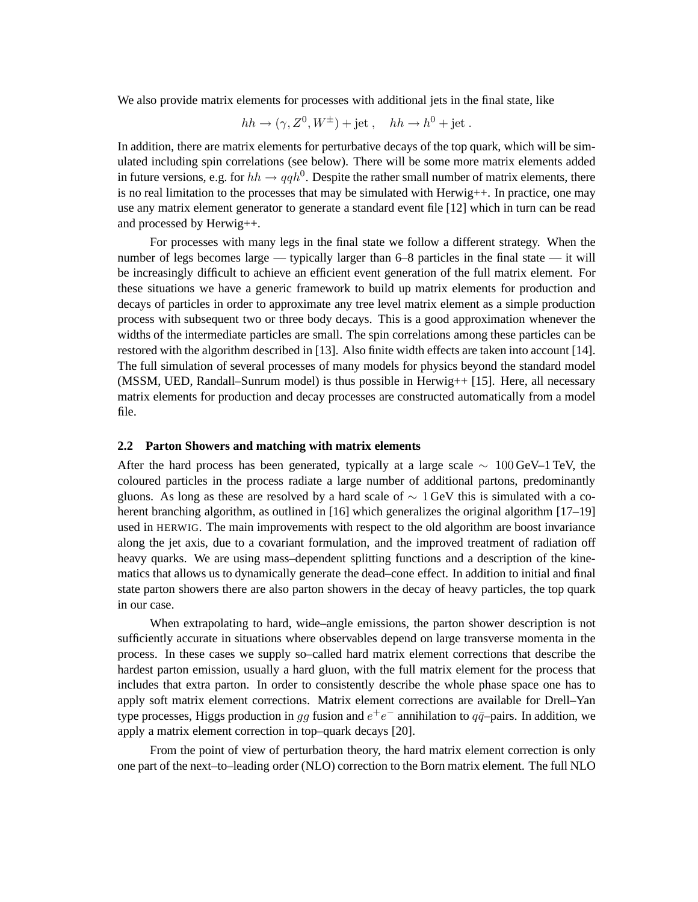We also provide matrix elements for processes with additional jets in the final state, like

$$hh \to (\gamma, Z^0, W^\pm) + \text{jet}\,, \quad hh \to h^0 + \text{jet}\,.$$

In addition, there are matrix elements for perturbative decays of the top quark, which will be simulated including spin correlations (see below). There will be some more matrix elements added in future versions, e.g. for $hh \to qqh^0$. Despite the rather small number of matrix elements, there is no real limitation to the processes that may be simulated with Herwig++. In practice, one may use any matrix element generator to generate a standard event file [12] which in turn can be read and processed by Herwig++.

For processes with many legs in the final state we follow a different strategy. When the number of legs becomes large — typically larger than 6–8 particles in the final state — it will be increasingly difficult to achieve an efficient event generation of the full matrix element. For these situations we have a generic framework to build up matrix elements for production and decays of particles in order to approximate any tree level matrix element as a simple production process with subsequent two or three body decays. This is a good approximation whenever the widths of the intermediate particles are small. The spin correlations among these particles can be restored with the algorithm described in [13]. Also finite width effects are taken into account [14]. The full simulation of several processes of many models for physics beyond the standard model (MSSM, UED, Randall–Sunrum model) is thus possible in Herwig++ [15]. Here, all necessary matrix elements for production and decay processes are constructed automatically from a model file.

### 2.2 Parton Showers and matching with matrix elements

After the hard process has been generated, typically at a large scale $\sim 100\,\text{GeV}$–$1\,\text{TeV}$, the coloured particles in the process radiate a large number of additional partons, predominantly gluons. As long as these are resolved by a hard scale of $\sim 1\,\text{GeV}$ this is simulated with a coherent branching algorithm, as outlined in [16] which generalizes the original algorithm [17–19] used in HERWIG. The main improvements with respect to the old algorithm are boost invariance along the jet axis, due to a covariant formulation, and the improved treatment of radiation off heavy quarks. We are using mass–dependent splitting functions and a description of the kinematics that allows us to dynamically generate the dead–cone effect. In addition to initial and final state parton showers there are also parton showers in the decay of heavy particles, the top quark in our case.

When extrapolating to hard, wide–angle emissions, the parton shower description is not sufficiently accurate in situations where observables depend on large transverse momenta in the process. In these cases we supply so–called hard matrix element corrections that describe the hardest parton emission, usually a hard gluon, with the full matrix element for the process that includes that extra parton. In order to consistently describe the whole phase space one has to apply soft matrix element corrections. Matrix element corrections are available for Drell–Yan type processes, Higgs production in $gg$ fusion and $e^+e^-$ annihilation to $q\bar{q}$–pairs. In addition, we apply a matrix element correction in top–quark decays [20].

From the point of view of perturbation theory, the hard matrix element correction is only one part of the next–to–leading order (NLO) correction to the Born matrix element. The full NLO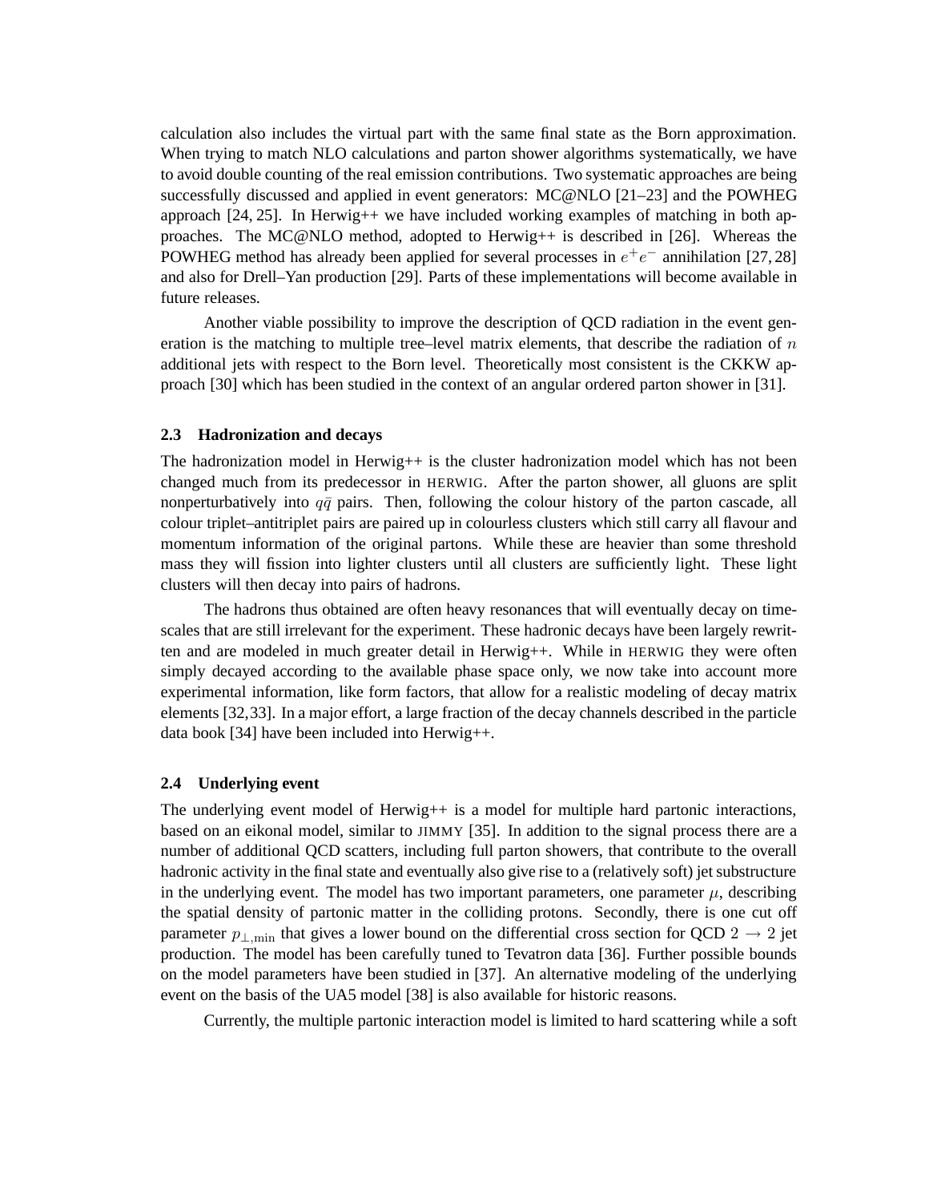calculation also includes the virtual part with the same final state as the Born approximation. When trying to match NLO calculations and parton shower algorithms systematically, we have to avoid double counting of the real emission contributions. Two systematic approaches are being successfully discussed and applied in event generators: MC@NLO [21–23] and the POWHEG approach [24, 25]. In Herwig++ we have included working examples of matching in both approaches. The MC@NLO method, adopted to Herwig++ is described in [26]. Whereas the POWHEG method has already been applied for several processes in $e^+e^-$ annihilation [27, 28] and also for Drell–Yan production [29]. Parts of these implementations will become available in future releases.

Another viable possibility to improve the description of QCD radiation in the event generation is the matching to multiple tree–level matrix elements, that describe the radiation of $n$ additional jets with respect to the Born level. Theoretically most consistent is the CKKW approach [30] which has been studied in the context of an angular ordered parton shower in [31].

### 2.3 Hadronization and decays

The hadronization model in Herwig++ is the cluster hadronization model which has not been changed much from its predecessor in HERWIG. After the parton shower, all gluons are split nonperturbatively into $q\bar{q}$ pairs. Then, following the colour history of the parton cascade, all colour triplet–antitriplet pairs are paired up in colourless clusters which still carry all flavour and momentum information of the original partons. While these are heavier than some threshold mass they will fission into lighter clusters until all clusters are sufficiently light. These light clusters will then decay into pairs of hadrons.

The hadrons thus obtained are often heavy resonances that will eventually decay on timescales that are still irrelevant for the experiment. These hadronic decays have been largely rewritten and are modeled in much greater detail in Herwig++. While in HERWIG they were often simply decayed according to the available phase space only, we now take into account more experimental information, like form factors, that allow for a realistic modeling of decay matrix elements [32,33]. In a major effort, a large fraction of the decay channels described in the particle data book [34] have been included into Herwig++.

### 2.4 Underlying event

The underlying event model of Herwig++ is a model for multiple hard partonic interactions, based on an eikonal model, similar to JIMMY [35]. In addition to the signal process there are a number of additional QCD scatters, including full parton showers, that contribute to the overall hadronic activity in the final state and eventually also give rise to a (relatively soft) jet substructure in the underlying event. The model has two important parameters, one parameter $\mu$, describing the spatial density of partonic matter in the colliding protons. Secondly, there is one cut off parameter $p_{\perp,\min}$ that gives a lower bound on the differential cross section for QCD $2 \to 2$ jet production. The model has been carefully tuned to Tevatron data [36]. Further possible bounds on the model parameters have been studied in [37]. An alternative modeling of the underlying event on the basis of the UA5 model [38] is also available for historic reasons.

Currently, the multiple partonic interaction model is limited to hard scattering while a soft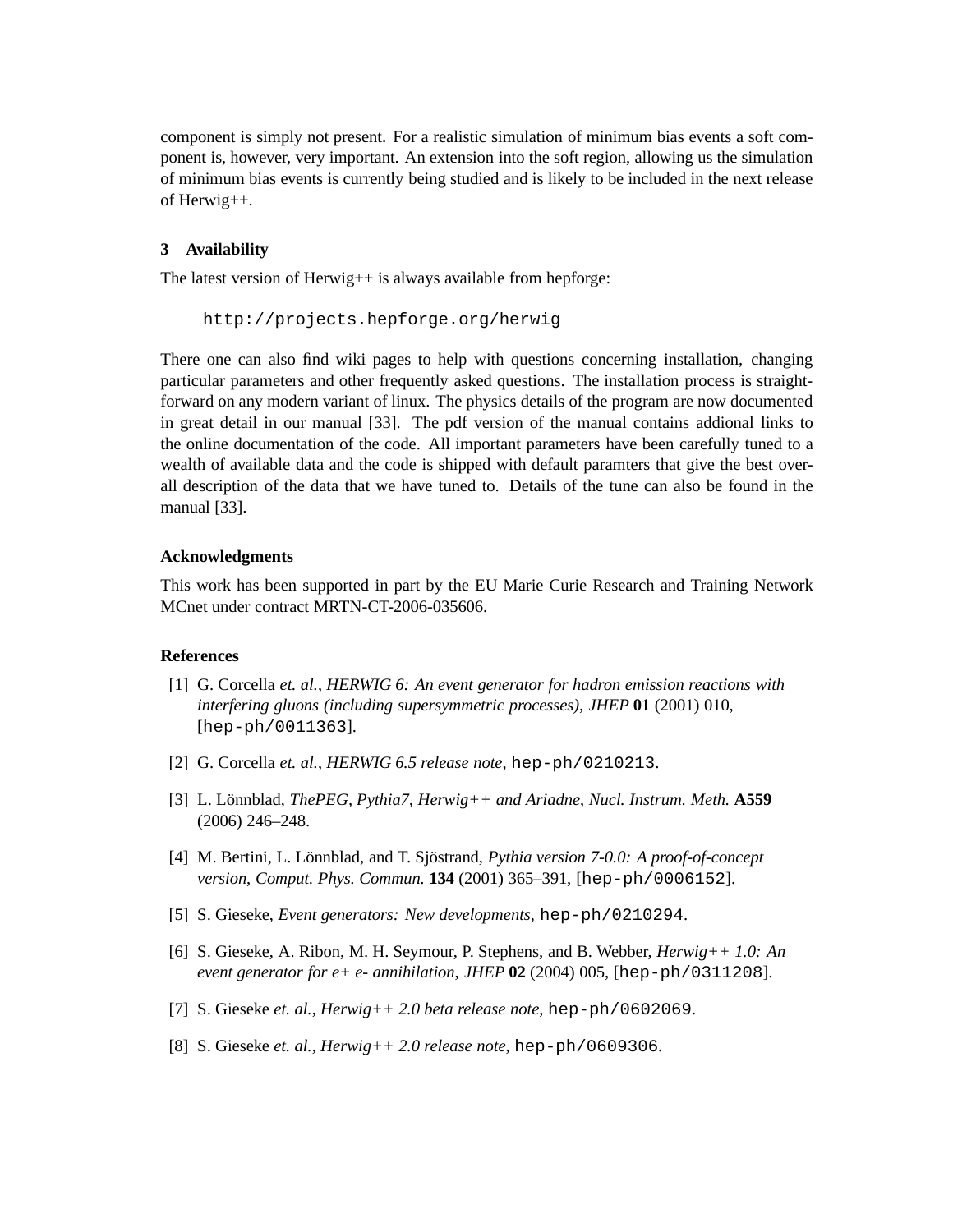component is simply not present. For a realistic simulation of minimum bias events a soft component is, however, very important. An extension into the soft region, allowing us the simulation of minimum bias events is currently being studied and is likely to be included in the next release of Herwig++.

## 3 Availability

The latest version of Herwig++ is always available from hepforge:

```
http://projects.hepforge.org/herwig
```

There one can also find wiki pages to help with questions concerning installation, changing particular parameters and other frequently asked questions. The installation process is straightforward on any modern variant of linux. The physics details of the program are now documented in great detail in our manual [33]. The pdf version of the manual contains addional links to the online documentation of the code. All important parameters have been carefully tuned to a wealth of available data and the code is shipped with default paramters that give the best overall description of the data that we have tuned to. Details of the tune can also be found in the manual [33].

## Acknowledgments

This work has been supported in part by the EU Marie Curie Research and Training Network MCnet under contract MRTN-CT-2006-035606.

## References

[1] G. Corcella *et. al.*, *HERWIG 6: An event generator for hadron emission reactions with interfering gluons (including supersymmetric processes)*, *JHEP* **01** (2001) 010, [hep-ph/0011363].

[2] G. Corcella *et. al.*, *HERWIG 6.5 release note*, hep-ph/0210213.

[3] L. Lönnblad, *ThePEG, Pythia7, Herwig++ and Ariadne*, *Nucl. Instrum. Meth.* **A559** (2006) 246–248.

[4] M. Bertini, L. Lönnblad, and T. Sjöstrand, *Pythia version 7-0.0: A proof-of-concept version*, *Comput. Phys. Commun.* **134** (2001) 365–391, [hep-ph/0006152].

[5] S. Gieseke, *Event generators: New developments*, hep-ph/0210294.

[6] S. Gieseke, A. Ribon, M. H. Seymour, P. Stephens, and B. Webber, *Herwig++ 1.0: An event generator for e+ e- annihilation*, *JHEP* **02** (2004) 005, [hep-ph/0311208].

[7] S. Gieseke *et. al.*, *Herwig++ 2.0 beta release note*, hep-ph/0602069.

[8] S. Gieseke *et. al.*, *Herwig++ 2.0 release note*, hep-ph/0609306.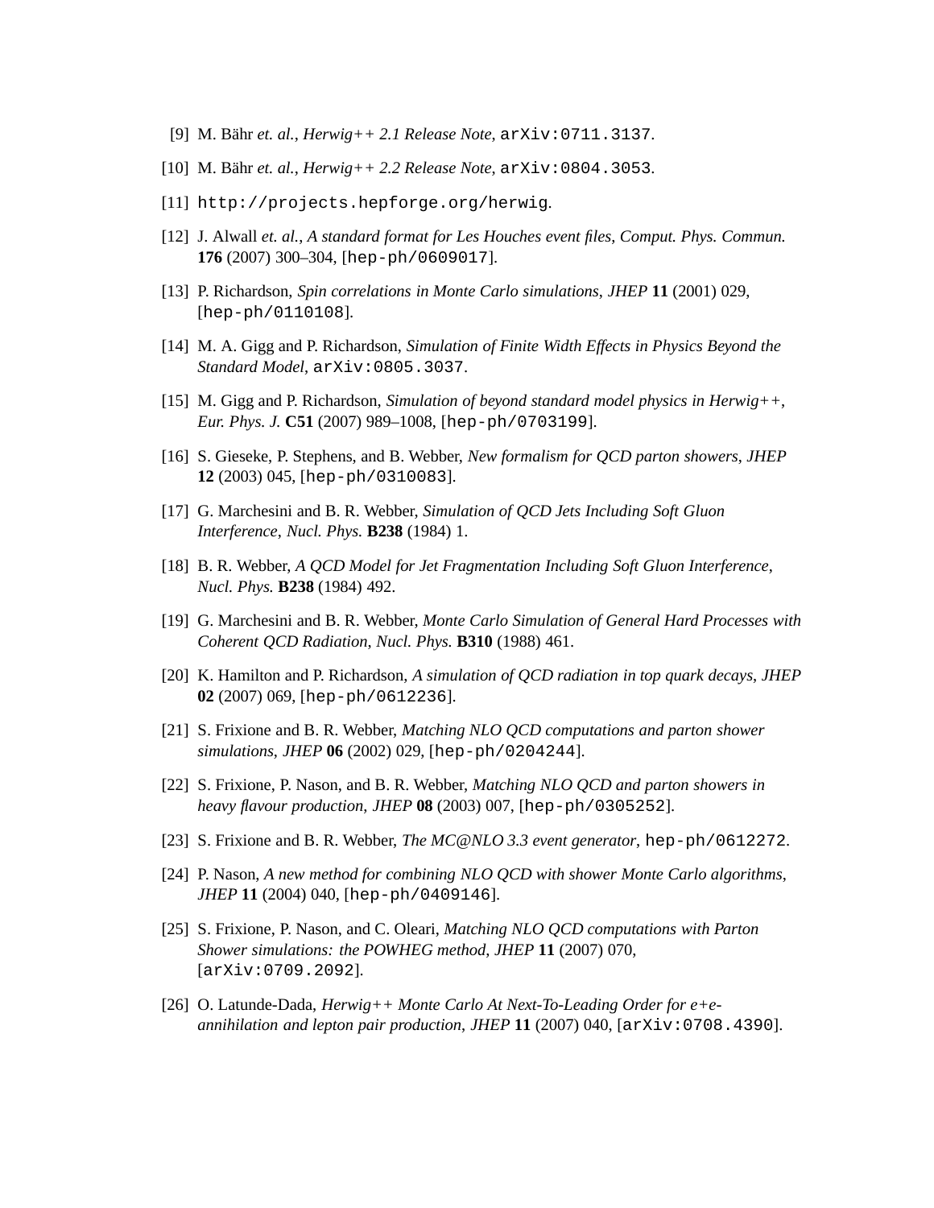[9] M. Bähr *et. al.*, *Herwig++ 2.1 Release Note*, arXiv:0711.3137.

[10] M. Bähr *et. al.*, *Herwig++ 2.2 Release Note*, arXiv:0804.3053.

[11] http://projects.hepforge.org/herwig.

[12] J. Alwall *et. al.*, *A standard format for Les Houches event files*, *Comput. Phys. Commun.* **176** (2007) 300–304, [hep-ph/0609017].

[13] P. Richardson, *Spin correlations in Monte Carlo simulations*, *JHEP* **11** (2001) 029, [hep-ph/0110108].

[14] M. A. Gigg and P. Richardson, *Simulation of Finite Width Effects in Physics Beyond the Standard Model*, arXiv:0805.3037.

[15] M. Gigg and P. Richardson, *Simulation of beyond standard model physics in Herwig++*, *Eur. Phys. J.* **C51** (2007) 989–1008, [hep-ph/0703199].

[16] S. Gieseke, P. Stephens, and B. Webber, *New formalism for QCD parton showers*, *JHEP* **12** (2003) 045, [hep-ph/0310083].

[17] G. Marchesini and B. R. Webber, *Simulation of QCD Jets Including Soft Gluon Interference*, *Nucl. Phys.* **B238** (1984) 1.

[18] B. R. Webber, *A QCD Model for Jet Fragmentation Including Soft Gluon Interference*, *Nucl. Phys.* **B238** (1984) 492.

[19] G. Marchesini and B. R. Webber, *Monte Carlo Simulation of General Hard Processes with Coherent QCD Radiation*, *Nucl. Phys.* **B310** (1988) 461.

[20] K. Hamilton and P. Richardson, *A simulation of QCD radiation in top quark decays*, *JHEP* **02** (2007) 069, [hep-ph/0612236].

[21] S. Frixione and B. R. Webber, *Matching NLO QCD computations and parton shower simulations*, *JHEP* **06** (2002) 029, [hep-ph/0204244].

[22] S. Frixione, P. Nason, and B. R. Webber, *Matching NLO QCD and parton showers in heavy flavour production*, *JHEP* **08** (2003) 007, [hep-ph/0305252].

[23] S. Frixione and B. R. Webber, *The MC@NLO 3.3 event generator*, hep-ph/0612272.

[24] P. Nason, *A new method for combining NLO QCD with shower Monte Carlo algorithms*, *JHEP* **11** (2004) 040, [hep-ph/0409146].

[25] S. Frixione, P. Nason, and C. Oleari, *Matching NLO QCD computations with Parton Shower simulations: the POWHEG method*, *JHEP* **11** (2007) 070, [arXiv:0709.2092].

[26] O. Latunde-Dada, *Herwig++ Monte Carlo At Next-To-Leading Order for e+e- annihilation and lepton pair production*, *JHEP* **11** (2007) 040, [arXiv:0708.4390].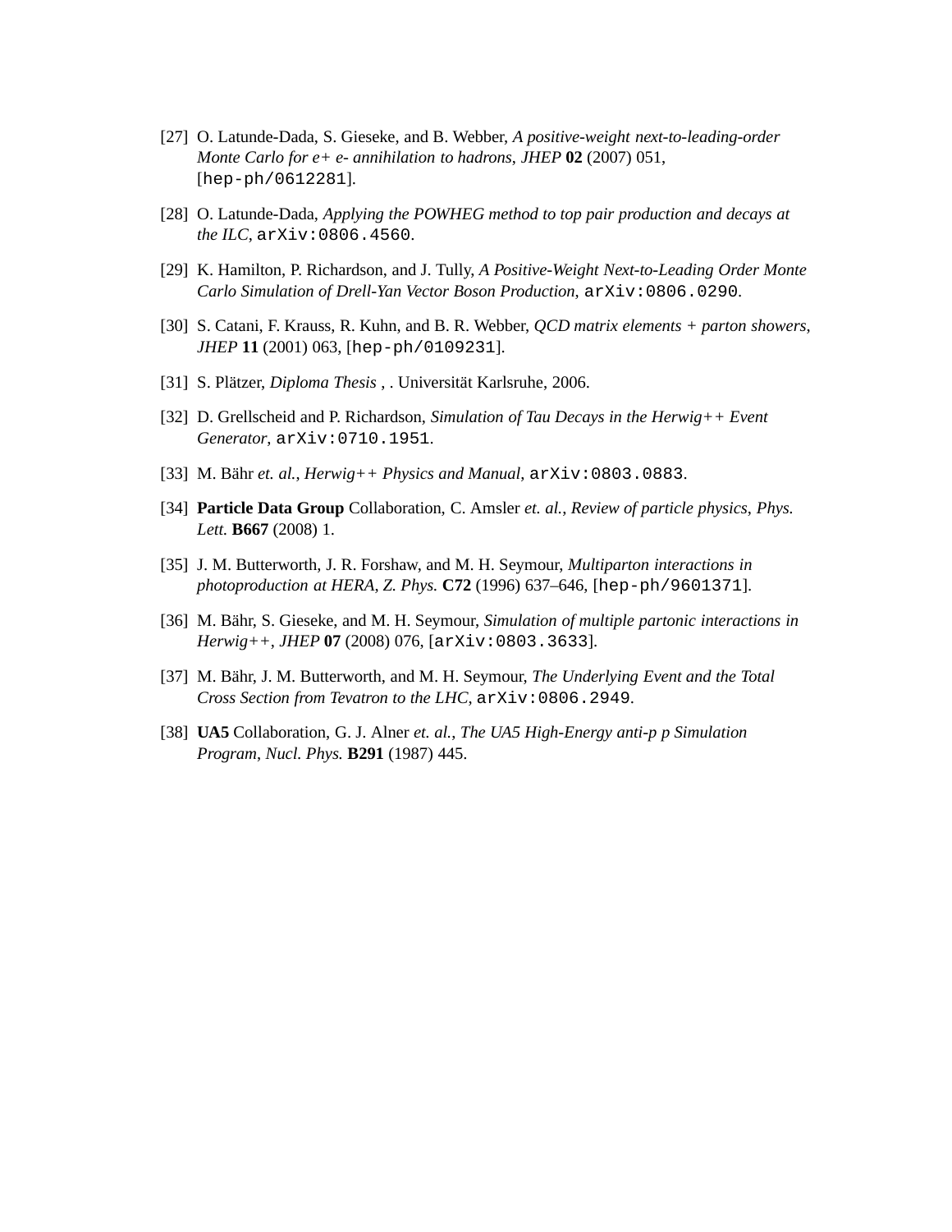[27] O. Latunde-Dada, S. Gieseke, and B. Webber, *A positive-weight next-to-leading-order Monte Carlo for e+ e- annihilation to hadrons*, *JHEP* **02** (2007) 051, [`hep-ph/0612281`].

[28] O. Latunde-Dada, *Applying the POWHEG method to top pair production and decays at the ILC*, `arXiv:0806.4560`.

[29] K. Hamilton, P. Richardson, and J. Tully, *A Positive-Weight Next-to-Leading Order Monte Carlo Simulation of Drell-Yan Vector Boson Production*, `arXiv:0806.0290`.

[30] S. Catani, F. Krauss, R. Kuhn, and B. R. Webber, *QCD matrix elements + parton showers*, *JHEP* **11** (2001) 063, [`hep-ph/0109231`].

[31] S. Plätzer, *Diploma Thesis* , . Universität Karlsruhe, 2006.

[32] D. Grellscheid and P. Richardson, *Simulation of Tau Decays in the Herwig++ Event Generator*, `arXiv:0710.1951`.

[33] M. Bähr *et. al.*, *Herwig++ Physics and Manual*, `arXiv:0803.0883`.

[34] **Particle Data Group** Collaboration, C. Amsler *et. al.*, *Review of particle physics*, *Phys. Lett.* **B667** (2008) 1.

[35] J. M. Butterworth, J. R. Forshaw, and M. H. Seymour, *Multiparton interactions in photoproduction at HERA*, *Z. Phys.* **C72** (1996) 637–646, [`hep-ph/9601371`].

[36] M. Bähr, S. Gieseke, and M. H. Seymour, *Simulation of multiple partonic interactions in Herwig++*, *JHEP* **07** (2008) 076, [`arXiv:0803.3633`].

[37] M. Bähr, J. M. Butterworth, and M. H. Seymour, *The Underlying Event and the Total Cross Section from Tevatron to the LHC*, `arXiv:0806.2949`.

[38] **UA5** Collaboration, G. J. Alner *et. al.*, *The UA5 High-Energy anti-p p Simulation Program*, *Nucl. Phys.* **B291** (1987) 445.